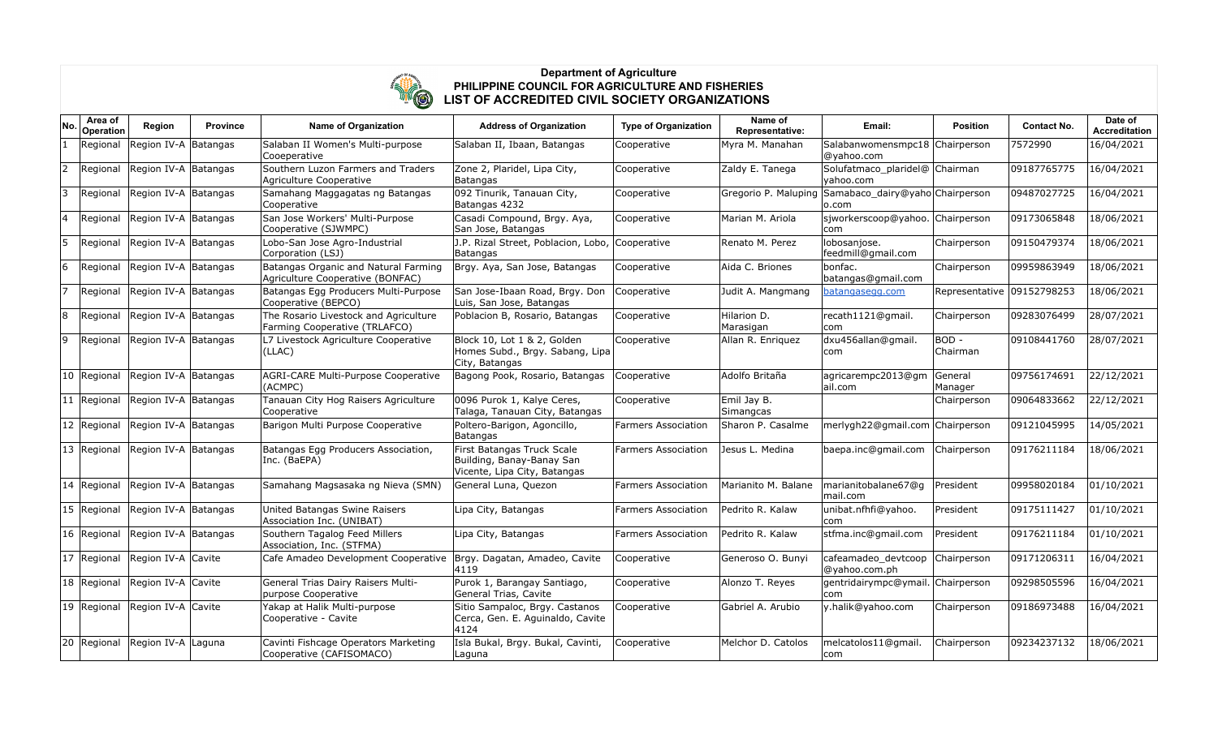**Department of Agriculture**
**PHILIPPINE COUNCIL FOR AGRICULTURE AND FISHERIES**
**LIST OF ACCREDITED CIVIL SOCIETY ORGANIZATIONS**

| No. | Area of Operation | Region | Province | Name of Organization | Address of Organization | Type of Organization | Name of Representative: | Email: | Position | Contact No. | Date of Accreditation |
|---|---|---|---|---|---|---|---|---|---|---|---|
| 1 | Regional | Region IV-A | Batangas | Salaban II Women's Multi-purpose Cooeperative | Salaban II, Ibaan, Batangas | Cooperative | Myra M. Manahan | Salabanwomensmpc18@yahoo.com | Chairperson | 7572990 | 16/04/2021 |
| 2 | Regional | Region IV-A | Batangas | Southern Luzon Farmers and Traders Agriculture Cooperative | Zone 2, Plaridel, Lipa City, Batangas | Cooperative | Zaldy E. Tanega | Solufatmaco_plaridel@yahoo.com | Chairman | 09187765775 | 16/04/2021 |
| 3 | Regional | Region IV-A | Batangas | Samahang Maggagatas ng Batangas Cooperative | 092 Tinurik, Tanauan City, Batangas 4232 | Cooperative | Gregorio P. Maluping | Samabaco_dairy@yahoo.com | Chairperson | 09487027725 | 16/04/2021 |
| 4 | Regional | Region IV-A | Batangas | San Jose Workers' Multi-Purpose Cooperative (SJWMPC) | Casadi Compound, Brgy. Aya, San Jose, Batangas | Cooperative | Marian M. Ariola | sjworkerscoop@yahoo.com | Chairperson | 09173065848 | 18/06/2021 |
| 5 | Regional | Region IV-A | Batangas | Lobo-San Jose Agro-Industrial Corporation (LSJ) | J.P. Rizal Street, Poblacion, Lobo, Batangas | Cooperative | Renato M. Perez | lobosanjose.feedmill@gmail.com | Chairperson | 09150479374 | 18/06/2021 |
| 6 | Regional | Region IV-A | Batangas | Batangas Organic and Natural Farming Agriculture Cooperative (BONFAC) | Brgy. Aya, San Jose, Batangas | Cooperative | Aida C. Briones | bonfac.batangas@gmail.com | Chairperson | 09959863949 | 18/06/2021 |
| 7 | Regional | Region IV-A | Batangas | Batangas Egg Producers Multi-Purpose Cooperative (BEPCO) | San Jose-Ibaan Road, Brgy. Don Luis, San Jose, Batangas | Cooperative | Judit A. Mangmang | batangasegg.com | Representative | 09152798253 | 18/06/2021 |
| 8 | Regional | Region IV-A | Batangas | The Rosario Livestock and Agriculture Farming Cooperative (TRLAFCO) | Poblacion B, Rosario, Batangas | Cooperative | Hilarion D. Marasigan | recath1121@gmail.com | Chairperson | 09283076499 | 28/07/2021 |
| 9 | Regional | Region IV-A | Batangas | L7 Livestock Agriculture Cooperative (LLAC) | Block 10, Lot 1 & 2, Golden Homes Subd., Brgy. Sabang, Lipa City, Batangas | Cooperative | Allan R. Enriquez | dxu456allan@gmail.com | BOD - Chairman | 09108441760 | 28/07/2021 |
| 10 | Regional | Region IV-A | Batangas | AGRI-CARE Multi-Purpose Cooperative (ACMPC) | Bagong Pook, Rosario, Batangas | Cooperative | Adolfo Britaña | agricarempc2013@gmail.com | General Manager | 09756174691 | 22/12/2021 |
| 11 | Regional | Region IV-A | Batangas | Tanauan City Hog Raisers Agriculture Cooperative | 0096 Purok 1, Kalye Ceres, Talaga, Tanauan City, Batangas | Cooperative | Emil Jay B. Simangcas | | Chairperson | 09064833662 | 22/12/2021 |
| 12 | Regional | Region IV-A | Batangas | Barigon Multi Purpose Cooperative | Poltero-Barigon, Agoncillo, Batangas | Farmers Association | Sharon P. Casalme | merlygh22@gmail.com | Chairperson | 09121045995 | 14/05/2021 |
| 13 | Regional | Region IV-A | Batangas | Batangas Egg Producers Association, Inc. (BaEPA) | First Batangas Truck Scale Building, Banay-Banay San Vicente, Lipa City, Batangas | Farmers Association | Jesus L. Medina | baepa.inc@gmail.com | Chairperson | 09176211184 | 18/06/2021 |
| 14 | Regional | Region IV-A | Batangas | Samahang Magsasaka ng Nieva (SMN) | General Luna, Quezon | Farmers Association | Marianito M. Balane | marianitobalane67@gmail.com | President | 09958020184 | 01/10/2021 |
| 15 | Regional | Region IV-A | Batangas | United Batangas Swine Raisers Association Inc. (UNIBAT) | Lipa City, Batangas | Farmers Association | Pedrito R. Kalaw | unibat.nfhfi@yahoo.com | President | 09175111427 | 01/10/2021 |
| 16 | Regional | Region IV-A | Batangas | Southern Tagalog Feed Millers Association, Inc. (STFMA) | Lipa City, Batangas | Farmers Association | Pedrito R. Kalaw | stfma.inc@gmail.com | President | 09176211184 | 01/10/2021 |
| 17 | Regional | Region IV-A | Cavite | Cafe Amadeo Development Cooperative | Brgy. Dagatan, Amadeo, Cavite 4119 | Cooperative | Generoso O. Bunyi | cafeamadeo_devtcoop@yahoo.com.ph | Chairperson | 09171206311 | 16/04/2021 |
| 18 | Regional | Region IV-A | Cavite | General Trias Dairy Raisers Multi-purpose Cooperative | Purok 1, Barangay Santiago, General Trias, Cavite | Cooperative | Alonzo T. Reyes | gentridairympc@ymail.com | Chairperson | 09298505596 | 16/04/2021 |
| 19 | Regional | Region IV-A | Cavite | Yakap at Halik Multi-purpose Cooperative - Cavite | Sitio Sampaloc, Brgy. Castanos Cerca, Gen. E. Aguinaldo, Cavite 4124 | Cooperative | Gabriel A. Arubio | y.halik@yahoo.com | Chairperson | 09186973488 | 16/04/2021 |
| 20 | Regional | Region IV-A | Laguna | Cavinti Fishcage Operators Marketing Cooperative (CAFISOMACO) | Isla Bukal, Brgy. Bukal, Cavinti, Laguna | Cooperative | Melchor D. Catolos | melcatolos11@gmail.com | Chairperson | 09234237132 | 18/06/2021 |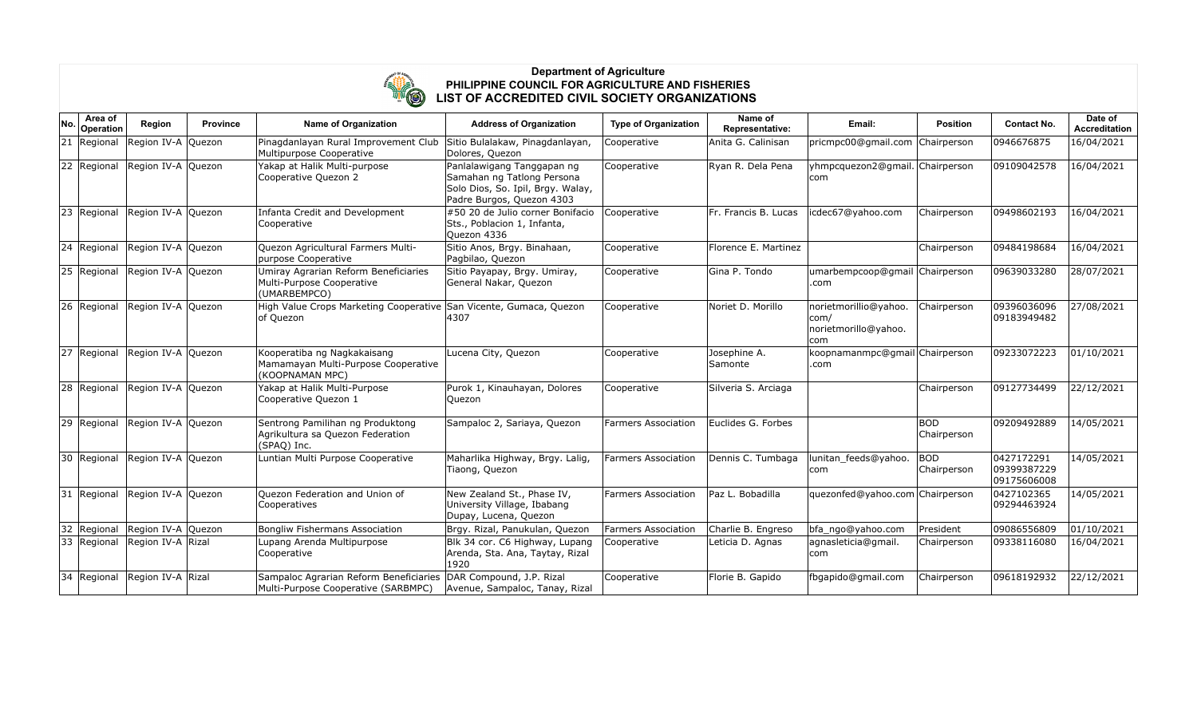**Department of Agriculture**
**PHILIPPINE COUNCIL FOR AGRICULTURE AND FISHERIES**
**LIST OF ACCREDITED CIVIL SOCIETY ORGANIZATIONS**

| No. | Area of Operation | Region | Province | Name of Organization | Address of Organization | Type of Organization | Name of Representative: | Email: | Position | Contact No. | Date of Accreditation |
|---|---|---|---|---|---|---|---|---|---|---|---|
| 21 | Regional | Region IV-A | Quezon | Pinagdanlayan Rural Improvement Club Multipurpose Cooperative | Sitio Bulalakaw, Pinagdanlayan, Dolores, Quezon | Cooperative | Anita G. Calinisan | pricmpc00@gmail.com | Chairperson | 0946676875 | 16/04/2021 |
| 22 | Regional | Region IV-A | Quezon | Yakap at Halik Multi-purpose Cooperative Quezon 2 | Panlalawigang Tanggapan ng Samahan ng Tatlong Persona Solo Dios, So. Ipil, Brgy. Walay, Padre Burgos, Quezon 4303 | Cooperative | Ryan R. Dela Pena | yhmpcquezon2@gmail.com | Chairperson | 09109042578 | 16/04/2021 |
| 23 | Regional | Region IV-A | Quezon | Infanta Credit and Development Cooperative | #50 20 de Julio corner Bonifacio Sts., Poblacion 1, Infanta, Quezon 4336 | Cooperative | Fr. Francis B. Lucas | icdec67@yahoo.com | Chairperson | 09498602193 | 16/04/2021 |
| 24 | Regional | Region IV-A | Quezon | Quezon Agricultural Farmers Multi-purpose Cooperative | Sitio Anos, Brgy. Binahaan, Pagbilao, Quezon | Cooperative | Florence E. Martinez | | Chairperson | 09484198684 | 16/04/2021 |
| 25 | Regional | Region IV-A | Quezon | Umiray Agrarian Reform Beneficiaries Multi-Purpose Cooperative (UMARBEMPCO) | Sitio Payapay, Brgy. Umiray, General Nakar, Quezon | Cooperative | Gina P. Tondo | umarbempcoop@gmail.com | Chairperson | 09639033280 | 28/07/2021 |
| 26 | Regional | Region IV-A | Quezon | High Value Crops Marketing Cooperative of Quezon | San Vicente, Gumaca, Quezon 4307 | Cooperative | Noriet D. Morillo | norietmorillio@yahoo.com/ norietmorillo@yahoo.com | Chairperson | 09396036096 09183949482 | 27/08/2021 |
| 27 | Regional | Region IV-A | Quezon | Kooperatiba ng Nagkakaisang Mamamayan Multi-Purpose Cooperative (KOOPNAMAN MPC) | Lucena City, Quezon | Cooperative | Josephine A. Samonte | koopnamanmpc@gmail.com | Chairperson | 09233072223 | 01/10/2021 |
| 28 | Regional | Region IV-A | Quezon | Yakap at Halik Multi-Purpose Cooperative Quezon 1 | Purok 1, Kinauhayan, Dolores Quezon | Cooperative | Silveria S. Arciaga | | Chairperson | 09127734499 | 22/12/2021 |
| 29 | Regional | Region IV-A | Quezon | Sentrong Pamilihan ng Produktong Agrikultura sa Quezon Federation (SPAQ) Inc. | Sampaloc 2, Sariaya, Quezon | Farmers Association | Euclides G. Forbes | | BOD Chairperson | 09209492889 | 14/05/2021 |
| 30 | Regional | Region IV-A | Quezon | Luntian Multi Purpose Cooperative | Maharlika Highway, Brgy. Lalig, Tiaong, Quezon | Farmers Association | Dennis C. Tumbaga | lunitan_feeds@yahoo.com | BOD Chairperson | 0427172291 09399387229 09175606008 | 14/05/2021 |
| 31 | Regional | Region IV-A | Quezon | Quezon Federation and Union of Cooperatives | New Zealand St., Phase IV, University Village, Ibabang Dupay, Lucena, Quezon | Farmers Association | Paz L. Bobadilla | quezonfed@yahoo.com | Chairperson | 0427102365 09294463924 | 14/05/2021 |
| 32 | Regional | Region IV-A | Quezon | Bongliw Fishermans Association | Brgy. Rizal, Panukulan, Quezon | Farmers Association | Charlie B. Engreso | bfa_ngo@yahoo.com | President | 09086556809 | 01/10/2021 |
| 33 | Regional | Region IV-A | Rizal | Lupang Arenda Multipurpose Cooperative | Blk 34 cor. C6 Highway, Lupang Arenda, Sta. Ana, Taytay, Rizal 1920 | Cooperative | Leticia D. Agnas | agnasleticia@gmail.com | Chairperson | 09338116080 | 16/04/2021 |
| 34 | Regional | Region IV-A | Rizal | Sampaloc Agrarian Reform Beneficiaries Multi-Purpose Cooperative (SARBMPC) | DAR Compound, J.P. Rizal Avenue, Sampaloc, Tanay, Rizal | Cooperative | Florie B. Gapido | fbgapido@gmail.com | Chairperson | 09618192932 | 22/12/2021 |